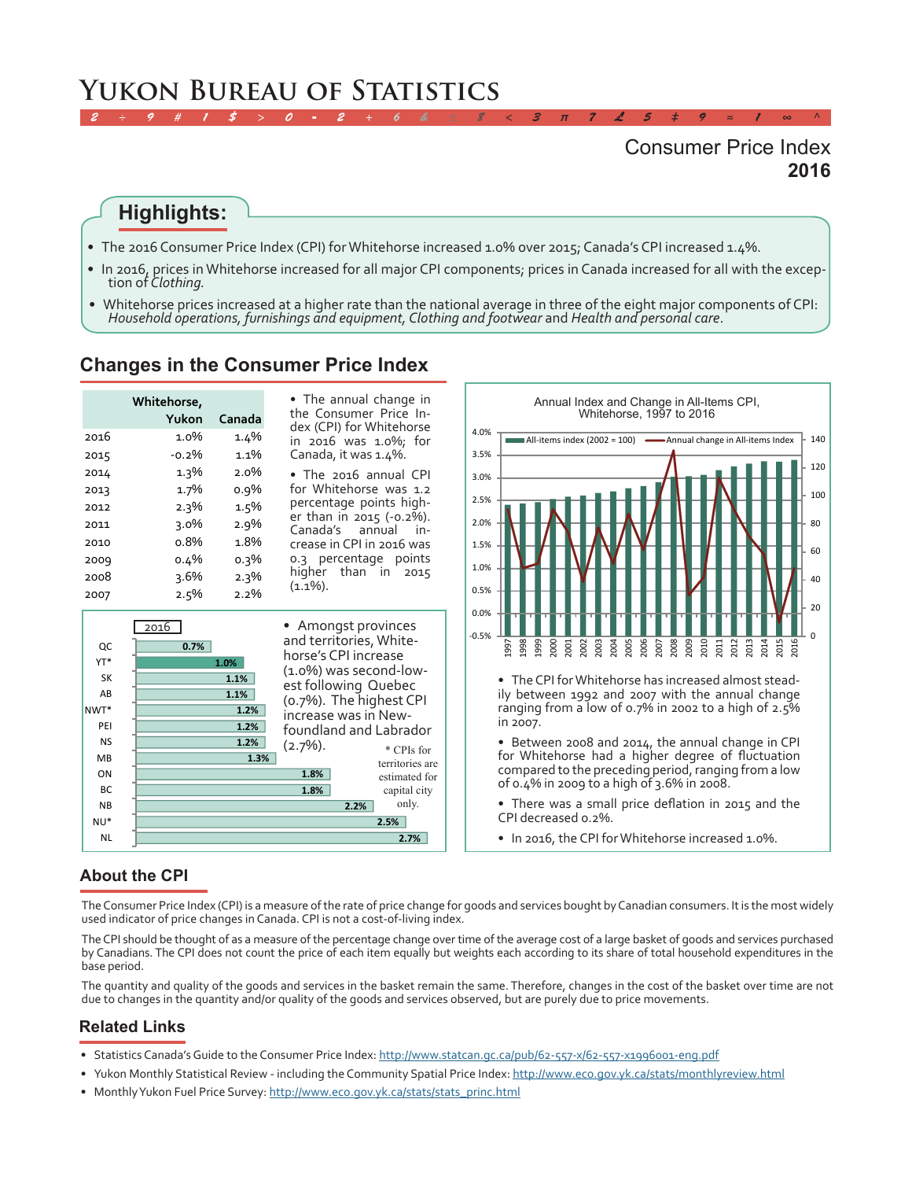# Yukon Bureau of Statistics

## Consumer Price Index
## 2016

## Highlights:

- The 2016 Consumer Price Index (CPI) for Whitehorse increased 1.0% over 2015; Canada's CPI increased 1.4%.
- In 2016, prices in Whitehorse increased for all major CPI components; prices in Canada increased for all with the exception of *Clothing.*
- Whitehorse prices increased at a higher rate than the national average in three of the eight major components of CPI: *Household operations, furnishings and equipment, Clothing and footwear* and *Health and personal care*.

## Changes in the Consumer Price Index

| | Whitehorse, Yukon | Canada |
|---|---|---|
| 2016 | 1.0% | 1.4% |
| 2015 | -0.2% | 1.1% |
| 2014 | 1.3% | 2.0% |
| 2013 | 1.7% | 0.9% |
| 2012 | 2.3% | 1.5% |
| 2011 | 3.0% | 2.9% |
| 2010 | 0.8% | 1.8% |
| 2009 | 0.4% | 0.3% |
| 2008 | 3.6% | 2.3% |
| 2007 | 2.5% | 2.2% |

- The annual change in the Consumer Price Index (CPI) for Whitehorse in 2016 was 1.0%; for Canada, it was 1.4%.
- The 2016 annual CPI for Whitehorse was 1.2 percentage points higher than in 2015 (-0.2%). Canada's annual increase in CPI in 2016 was 0.3 percentage points higher than in 2015 (1.1%).

| 2016 | |
|---|---|
| QC | 0.7% |
| YT* | 1.0% |
| SK | 1.1% |
| AB | 1.1% |
| NWT* | 1.2% |
| PEI | 1.2% |
| NS | 1.2% |
| MB | 1.3% |
| ON | 1.8% |
| BC | 1.8% |
| NB | 2.2% |
| NU* | 2.5% |
| NL | 2.7% |

- Amongst provinces and territories, Whitehorse's CPI increase (1.0%) was second-lowest following Quebec (0.7%). The highest CPI increase was in Newfoundland and Labrador (2.7%).

\* CPIs for territories are estimated for capital city only.

Annual Index and Change in All-Items CPI, Whitehorse, 1997 to 2016

- The CPI for Whitehorse has increased almost steadily between 1992 and 2007 with the annual change ranging from a low of 0.7% in 2002 to a high of 2.5% in 2007.
- Between 2008 and 2014, the annual change in CPI for Whitehorse had a higher degree of fluctuation compared to the preceding period, ranging from a low of 0.4% in 2009 to a high of 3.6% in 2008.
- There was a small price deflation in 2015 and the CPI decreased 0.2%.
- In 2016, the CPI for Whitehorse increased 1.0%.

## About the CPI

The Consumer Price Index (CPI) is a measure of the rate of price change for goods and services bought by Canadian consumers. It is the most widely used indicator of price changes in Canada. CPI is not a cost-of-living index.

The CPI should be thought of as a measure of the percentage change over time of the average cost of a large basket of goods and services purchased by Canadians. The CPI does not count the price of each item equally but weights each according to its share of total household expenditures in the base period.

The quantity and quality of the goods and services in the basket remain the same. Therefore, changes in the cost of the basket over time are not due to changes in the quantity and/or quality of the goods and services observed, but are purely due to price movements.

## Related Links

- Statistics Canada's Guide to the Consumer Price Index: http://www.statcan.gc.ca/pub/62-557-x/62-557-x1996001-eng.pdf
- Yukon Monthly Statistical Review - including the Community Spatial Price Index: http://www.eco.gov.yk.ca/stats/monthlyreview.html
- Monthly Yukon Fuel Price Survey: http://www.eco.gov.yk.ca/stats/stats_princ.html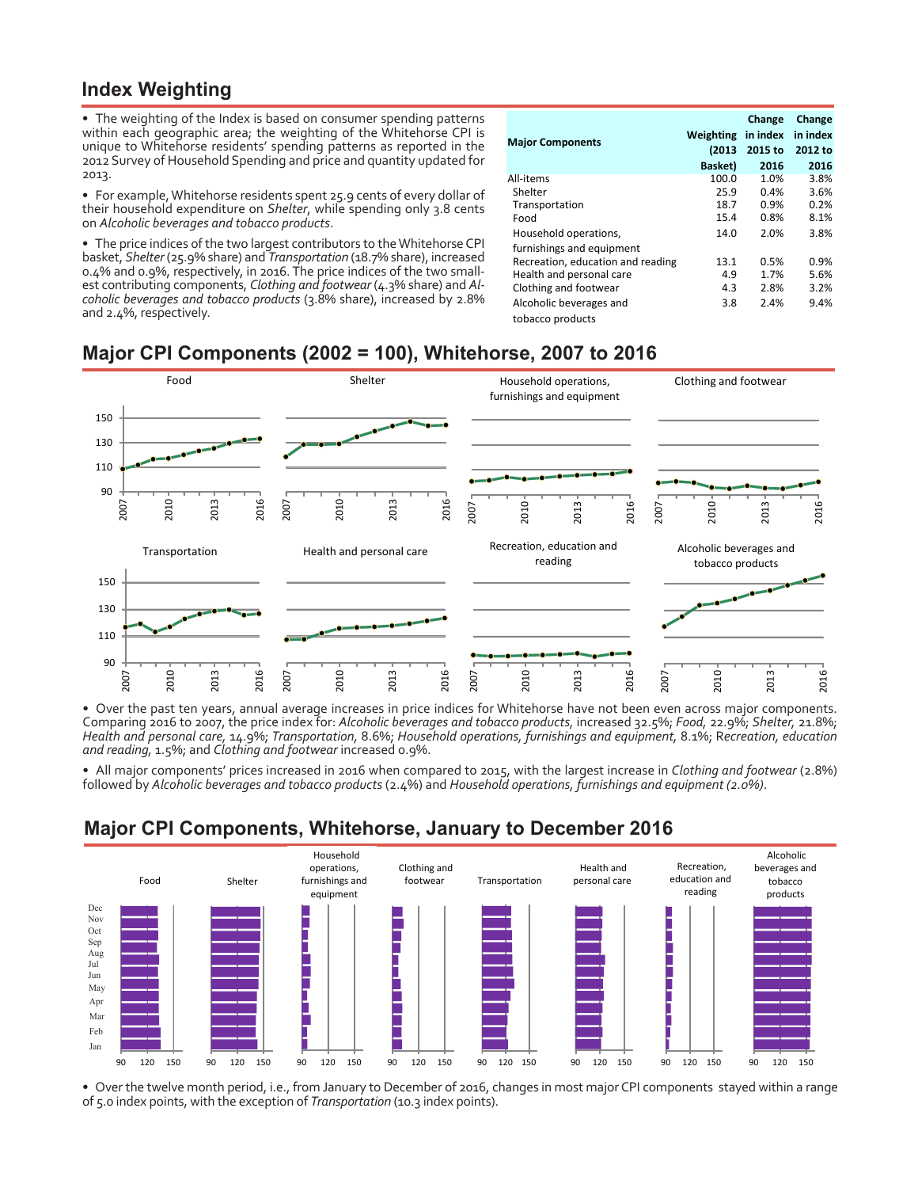## Index Weighting

- The weighting of the Index is based on consumer spending patterns within each geographic area; the weighting of the Whitehorse CPI is unique to Whitehorse residents' spending patterns as reported in the 2012 Survey of Household Spending and price and quantity updated for 2013.

- For example, Whitehorse residents spent 25.9 cents of every dollar of their household expenditure on *Shelter*, while spending only 3.8 cents on *Alcoholic beverages and tobacco products*.

- The price indices of the two largest contributors to the Whitehorse CPI basket, *Shelter* (25.9% share) and *Transportation* (18.7% share), increased 0.4% and 0.9%, respectively, in 2016. The price indices of the two smallest contributing components, *Clothing and footwear* (4.3% share) and *Alcoholic beverages and tobacco products* (3.8% share), increased by 2.8% and 2.4%, respectively.

| Major Components | Weighting (2013 Basket) | Change in index 2015 to 2016 | Change in index 2012 to 2016 |
|---|---|---|---|
| All-items | 100.0 | 1.0% | 3.8% |
| Shelter | 25.9 | 0.4% | 3.6% |
| Transportation | 18.7 | 0.9% | 0.2% |
| Food | 15.4 | 0.8% | 8.1% |
| Household operations, furnishings and equipment | 14.0 | 2.0% | 3.8% |
| Recreation, education and reading | 13.1 | 0.5% | 0.9% |
| Health and personal care | 4.9 | 1.7% | 5.6% |
| Clothing and footwear | 4.3 | 2.8% | 3.2% |
| Alcoholic beverages and tobacco products | 3.8 | 2.4% | 9.4% |

## Major CPI Components (2002 = 100), Whitehorse, 2007 to 2016

- Over the past ten years, annual average increases in price indices for Whitehorse have not been even across major components. Comparing 2016 to 2007, the price index for: *Alcoholic beverages and tobacco products*, increased 32.5%; *Food*, 22.9%; *Shelter*, 21.8%; *Health and personal care*, 14.9%; *Transportation*, 8.6%; *Household operations, furnishings and equipment*, 8.1%; *Recreation, education and reading*, 1.5%; and *Clothing and footwear* increased 0.9%.

- All major components' prices increased in 2016 when compared to 2015, with the largest increase in *Clothing and footwear* (2.8%) followed by *Alcoholic beverages and tobacco products* (2.4%) and *Household operations, furnishings and equipment (2.0%)*.

## Major CPI Components, Whitehorse, January to December 2016

- Over the twelve month period, i.e., from January to December of 2016, changes in most major CPI components stayed within a range of 5.0 index points, with the exception of *Transportation* (10.3 index points).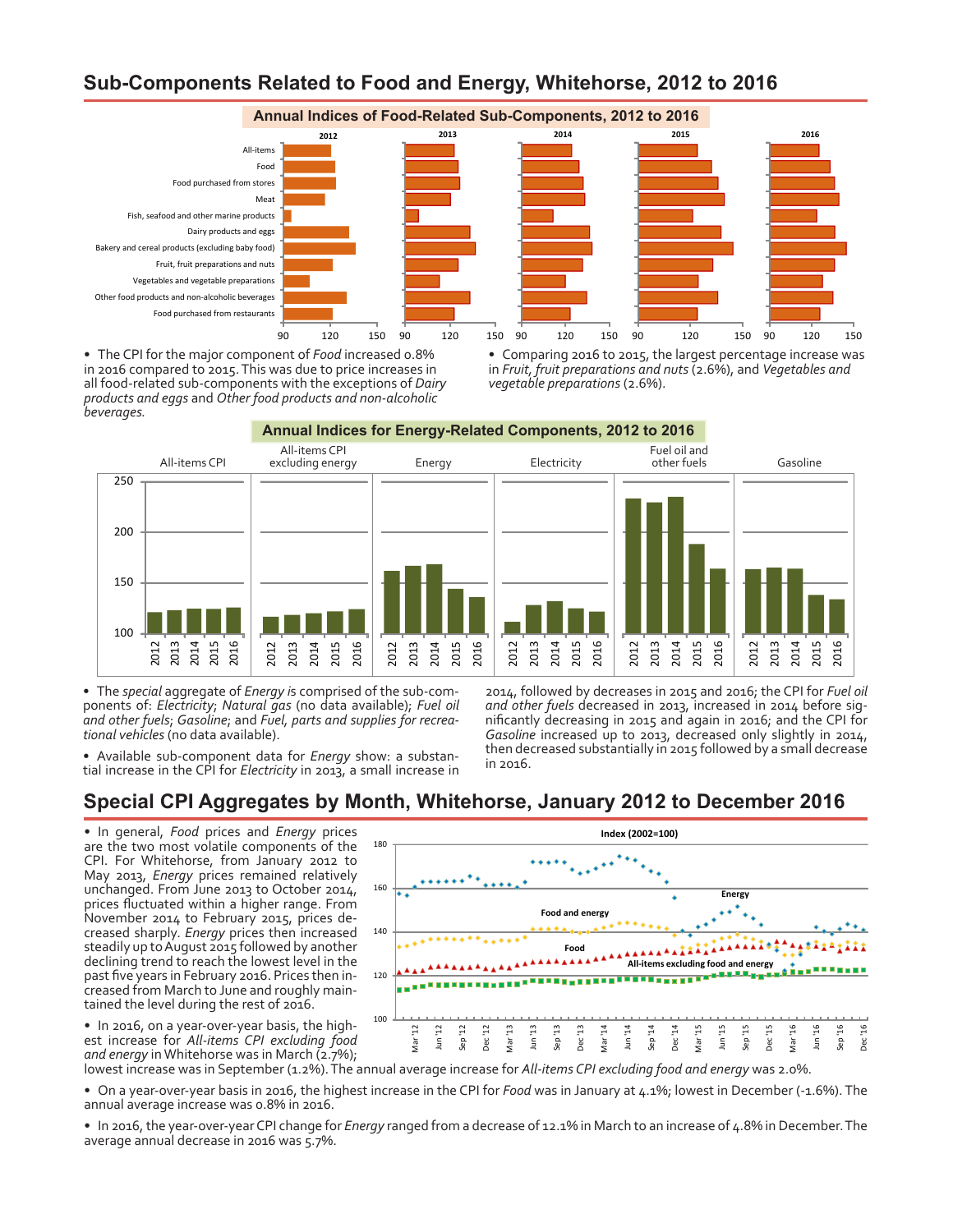## Sub-Components Related to Food and Energy, Whitehorse, 2012 to 2016

### Annual Indices of Food-Related Sub-Components, 2012 to 2016

- The CPI for the major component of *Food* increased 0.8% in 2016 compared to 2015. This was due to price increases in all food-related sub-components with the exceptions of *Dairy products and eggs* and *Other food products and non-alcoholic beverages.*
- Comparing 2016 to 2015, the largest percentage increase was in *Fruit, fruit preparations and nuts* (2.6%), and *Vegetables and vegetable preparations* (2.6%).

### Annual Indices for Energy-Related Components, 2012 to 2016

- The *special* aggregate of *Energy* is comprised of the sub-components of: *Electricity*; *Natural gas* (no data available); *Fuel oil and other fuels*; *Gasoline*; and *Fuel, parts and supplies for recreational vehicles* (no data available).
- Available sub-component data for *Energy* show: a substantial increase in the CPI for *Electricity* in 2013, a small increase in 2014, followed by decreases in 2015 and 2016; the CPI for *Fuel oil and other fuels* decreased in 2013, increased in 2014 before significantly decreasing in 2015 and again in 2016; and the CPI for *Gasoline* increased up to 2013, decreased only slightly in 2014, then decreased substantially in 2015 followed by a small decrease in 2016.

## Special CPI Aggregates by Month, Whitehorse, January 2012 to December 2016

- In general, *Food* prices and *Energy* prices are the two most volatile components of the CPI. For Whitehorse, from January 2012 to May 2013, *Energy* prices remained relatively unchanged. From June 2013 to October 2014, prices fluctuated within a higher range. From November 2014 to February 2015, prices decreased sharply. *Energy* prices then increased steadily up to August 2015 followed by another declining trend to reach the lowest level in the past five years in February 2016. Prices then increased from March to June and roughly maintained the level during the rest of 2016.
- In 2016, on a year-over-year basis, the highest increase for *All-items CPI excluding food and energy* in Whitehorse was in March (2.7%); lowest increase was in September (1.2%). The annual average increase for *All-items CPI excluding food and energy* was 2.0%.
- On a year-over-year basis in 2016, the highest increase in the CPI for *Food* was in January at 4.1%; lowest in December (-1.6%). The annual average increase was 0.8% in 2016.
- In 2016, the year-over-year CPI change for *Energy* ranged from a decrease of 12.1% in March to an increase of 4.8% in December. The average annual decrease in 2016 was 5.7%.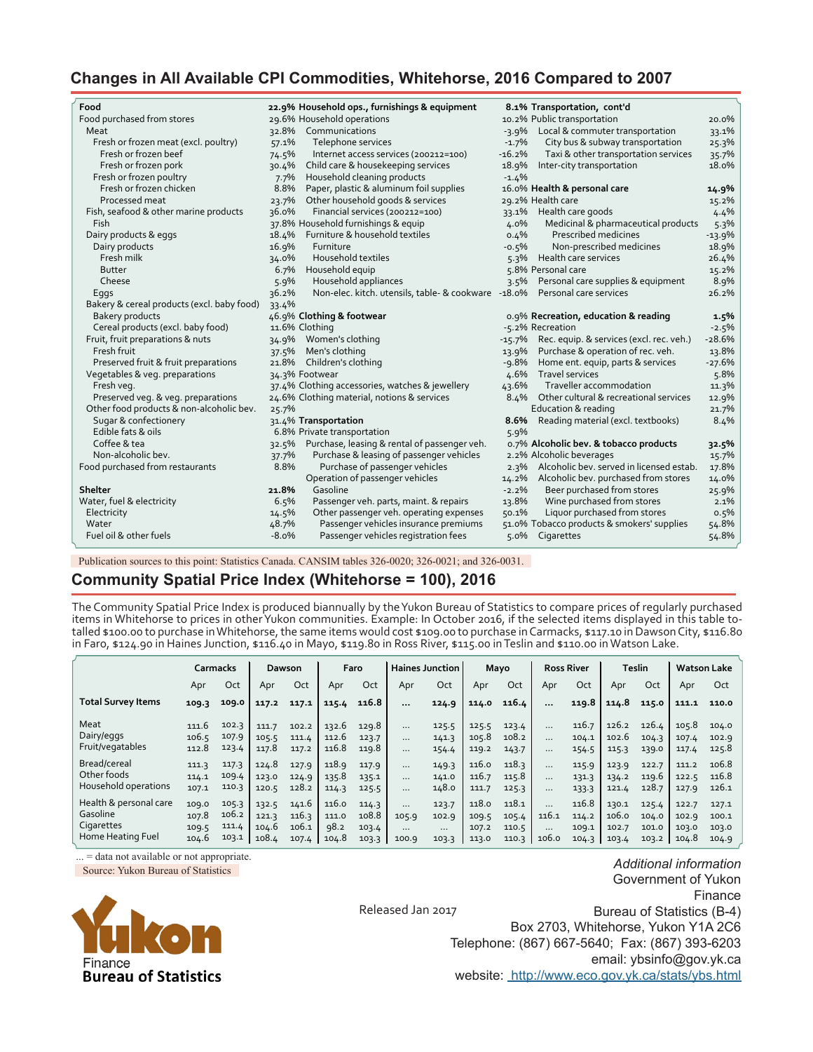## Changes in All Available CPI Commodities, Whitehorse, 2016 Compared to 2007

| | | | | | |
|---|---|---|---|---|---|
| **Food** | **22.9%** | **Household ops., furnishings & equipment** | **8.1%** | **Transportation, cont'd** | |
| Food purchased from stores | 29.6% | Household operations | 10.2% | Public transportation | 20.0% |
| Meat | 32.8% | Communications | -3.9% | Local & commuter transportation | 33.1% |
| Fresh or frozen meat (excl. poultry) | 57.1% | Telephone services | -1.7% | City bus & subway transportation | 25.3% |
| Fresh or frozen beef | 74.5% | Internet access services (200212=100) | -16.2% | Taxi & other transportation services | 35.7% |
| Fresh or frozen pork | 30.4% | Child care & housekeeping services | 18.9% | Inter-city transportation | 18.0% |
| Fresh or frozen poultry | 7.7% | Household cleaning products | -1.4% | | |
| Fresh or frozen chicken | 8.8% | Paper, plastic & aluminum foil supplies | 16.0% | **Health & personal care** | **14.9%** |
| Processed meat | 23.7% | Other household goods & services | 29.2% | Health care | 15.2% |
| Fish, seafood & other marine products | 36.0% | Financial services (200212=100) | 33.1% | Health care goods | 4.4% |
| Fish | 37.8% | Household furnishings & equip | 4.0% | Medicinal & pharmaceutical products | 5.3% |
| Dairy products & eggs | 18.4% | Furniture & household textiles | 0.4% | Prescribed medicines | -13.9% |
| Dairy products | 16.9% | Furniture | -0.5% | Non-prescribed medicines | 18.9% |
| Fresh milk | 34.0% | Household textiles | 5.3% | Health care services | 26.4% |
| Butter | 6.7% | Household equip | 5.8% | Personal care | 15.2% |
| Cheese | 5.9% | Household appliances | 3.5% | Personal care supplies & equipment | 8.9% |
| Eggs | 36.2% | Non-elec. kitch. utensils, table- & cookware | -18.0% | Personal care services | 26.2% |
| Bakery & cereal products (excl. baby food) | 33.4% | | | | |
| Bakery products | 46.9% | **Clothing & footwear** | **0.9%** | **Recreation, education & reading** | **1.5%** |
| Cereal products (excl. baby food) | 11.6% | Clothing | -5.2% | Recreation | -2.5% |
| Fruit, fruit preparations & nuts | 34.9% | Women's clothing | -15.7% | Rec. equip. & services (excl. rec. veh.) | -28.6% |
| Fresh fruit | 37.5% | Men's clothing | 13.9% | Purchase & operation of rec. veh. | 13.8% |
| Preserved fruit & fruit preparations | 21.8% | Children's clothing | -9.8% | Home ent. equip, parts & services | -27.6% |
| Vegetables & veg. preparations | 34.3% | Footwear | 4.6% | Travel services | 5.8% |
| Fresh veg. | 37.4% | Clothing accessories, watches & jewellery | 43.6% | Traveller accommodation | 11.3% |
| Preserved veg. & veg. preparations | 24.6% | Clothing material, notions & services | 8.4% | Other cultural & recreational services | 12.9% |
| Other food products & non-alcoholic bev. | 25.7% | | | Education & reading | 21.7% |
| Sugar & confectionery | 31.4% | **Transportation** | **8.6%** | Reading material (excl. textbooks) | 8.4% |
| Edible fats & oils | 6.8% | Private transportation | 5.9% | | |
| Coffee & tea | 32.5% | Purchase, leasing & rental of passenger veh. | 0.7% | **Alcoholic bev. & tobacco products** | **32.5%** |
| Non-alcoholic bev. | 37.7% | Purchase & leasing of passenger vehicles | 2.2% | Alcoholic beverages | 15.7% |
| Food purchased from restaurants | 8.8% | Purchase of passenger vehicles | 2.3% | Alcoholic bev. served in licensed estab. | 17.8% |
| | | Operation of passenger vehicles | 14.2% | Alcoholic bev. purchased from stores | 14.0% |
| **Shelter** | **21.8%** | Gasoline | -2.2% | Beer purchased from stores | 25.9% |
| Water, fuel & electricity | 6.5% | Passenger veh. parts, maint. & repairs | 13.8% | Wine purchased from stores | 2.1% |
| Electricity | 14.5% | Other passenger veh. operating expenses | 50.1% | Liquor purchased from stores | 0.5% |
| Water | 48.7% | Passenger vehicles insurance premiums | 51.0% | Tobacco products & smokers' supplies | 54.8% |
| Fuel oil & other fuels | -8.0% | Passenger vehicles registration fees | 5.0% | Cigarettes | 54.8% |

Publication sources to this point: Statistics Canada. CANSIM tables 326-0020; 326-0021; and 326-0031.

## Community Spatial Price Index (Whitehorse = 100), 2016

The Community Spatial Price Index is produced biannually by the Yukon Bureau of Statistics to compare prices of regularly purchased items in Whitehorse to prices in other Yukon communities. Example: In October 2016, if the selected items displayed in this table totalled $100.00 to purchase in Whitehorse, the same items would cost $109.00 to purchase in Carmacks, $117.10 in Dawson City, $116.80 in Faro, $124.90 in Haines Junction, $116.40 in Mayo, $119.80 in Ross River, $115.00 in Teslin and $110.00 in Watson Lake.

| | Carmacks | | Dawson | | Faro | | Haines Junction | | Mayo | | Ross River | | Teslin | | Watson Lake | |
|---|---|---|---|---|---|---|---|---|---|---|---|---|---|---|---|---|
| | Apr | Oct | Apr | Oct | Apr | Oct | Apr | Oct | Apr | Oct | Apr | Oct | Apr | Oct | Apr | Oct |
| **Total Survey Items** | **109.3** | **109.0** | **117.2** | **117.1** | **115.4** | **116.8** | **...** | **124.9** | **114.0** | **116.4** | **...** | **119.8** | **114.8** | **115.0** | **111.1** | **110.0** |
| Meat | 111.6 | 102.3 | 111.7 | 102.2 | 132.6 | 129.8 | ... | 125.5 | 125.5 | 123.4 | ... | 116.7 | 126.2 | 126.4 | 105.8 | 104.0 |
| Dairy/eggs | 106.5 | 107.9 | 105.5 | 111.4 | 112.6 | 123.7 | ... | 141.3 | 105.8 | 108.2 | ... | 104.1 | 102.6 | 104.3 | 107.4 | 102.9 |
| Fruit/vegetables | 112.8 | 123.4 | 117.8 | 117.2 | 116.8 | 119.8 | ... | 154.4 | 119.2 | 143.7 | ... | 154.5 | 115.3 | 139.0 | 117.4 | 125.8 |
| Bread/cereal | 111.3 | 117.3 | 124.8 | 127.9 | 118.9 | 117.9 | ... | 149.3 | 116.0 | 118.3 | ... | 115.9 | 123.9 | 122.7 | 111.2 | 106.8 |
| Other foods | 114.1 | 109.4 | 123.0 | 124.9 | 135.8 | 135.1 | ... | 141.0 | 116.7 | 115.8 | ... | 131.3 | 134.2 | 119.6 | 122.5 | 116.8 |
| Household operations | 107.1 | 110.3 | 120.5 | 128.2 | 114.3 | 125.5 | ... | 148.0 | 111.7 | 125.3 | ... | 133.3 | 121.4 | 128.7 | 127.9 | 126.1 |
| Health & personal care | 109.0 | 105.3 | 132.5 | 141.6 | 116.0 | 114.3 | ... | 123.7 | 118.0 | 118.1 | ... | 116.8 | 130.1 | 125.4 | 122.7 | 127.1 |
| Gasoline | 107.8 | 106.2 | 121.3 | 116.3 | 111.0 | 108.8 | 105.9 | 102.9 | 109.5 | 105.4 | 116.1 | 114.2 | 106.0 | 104.0 | 102.9 | 100.1 |
| Cigarettes | 109.5 | 111.4 | 104.6 | 106.1 | 98.2 | 103.4 | ... | ... | 107.2 | 110.5 | ... | 109.1 | 102.7 | 101.0 | 103.0 | 103.0 |
| Home Heating Fuel | 104.6 | 103.1 | 108.4 | 107.4 | 104.8 | 103.3 | 100.9 | 103.3 | 113.0 | 110.3 | 106.0 | 104.3 | 103.4 | 103.2 | 104.8 | 104.9 |

... = data not available or not appropriate.

Source: Yukon Bureau of Statistics

Yukon
Finance
**Bureau of Statistics**

Released Jan 2017

*Additional information*
Government of Yukon
Finance
Bureau of Statistics (B-4)
Box 2703, Whitehorse, Yukon Y1A 2C6
Telephone: (867) 667-5640; Fax: (867) 393-6203
email: ybsinfo@gov.yk.ca
website: http://www.eco.gov.yk.ca/stats/ybs.html